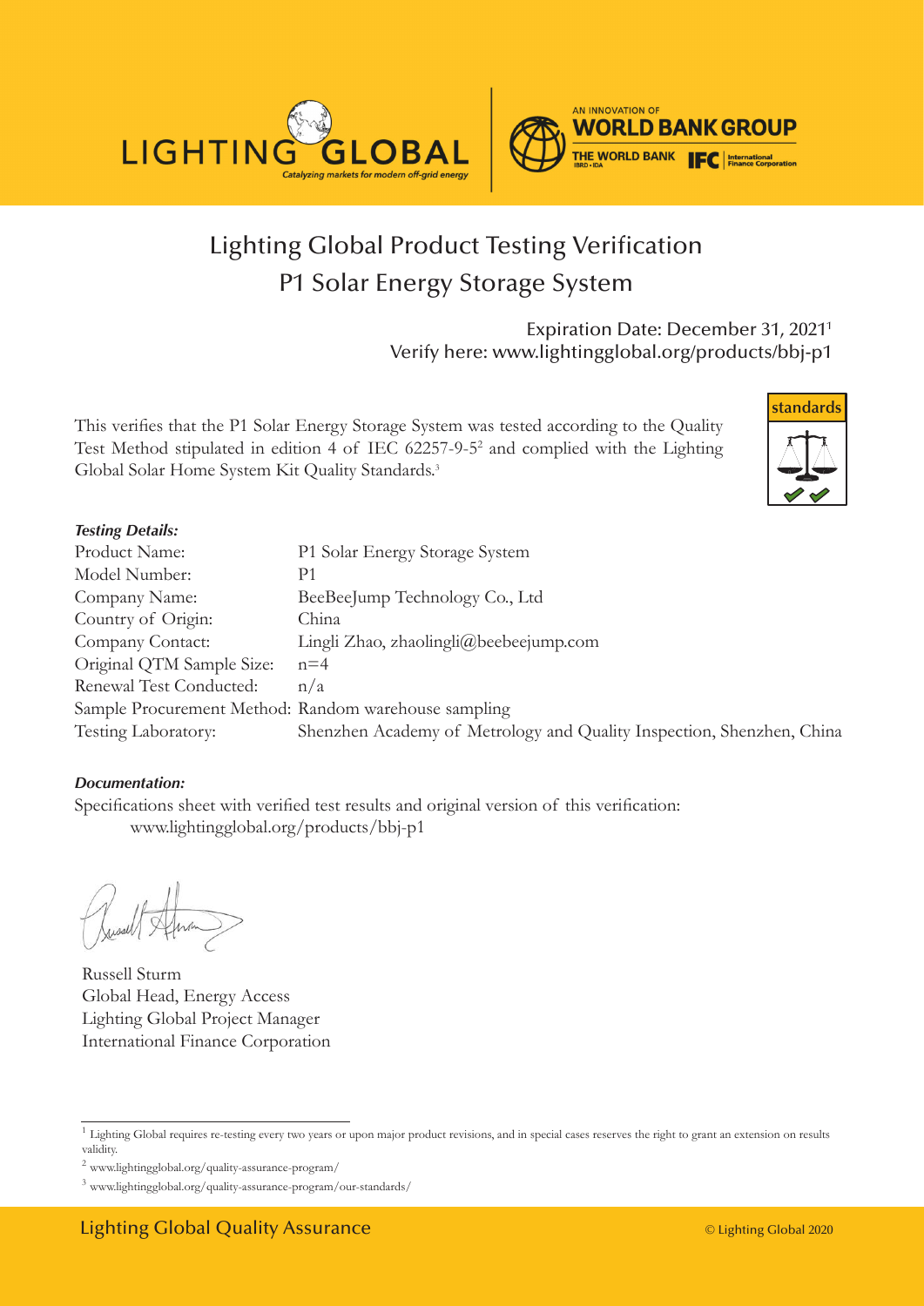# Lighting Global Product Testing Verification
## P1 Solar Energy Storage System

Expiration Date: December 31, 2021[1]
Verify here: www.lightingglobal.org/products/bbj-p1

This verifies that the P1 Solar Energy Storage System was tested according to the Quality Test Method stipulated in edition 4 of IEC 62257-9-5[2] and complied with the Lighting Global Solar Home System Kit Quality Standards.[3]

***Testing Details:***

| | |
|---|---|
| Product Name: | P1 Solar Energy Storage System |
| Model Number: | P1 |
| Company Name: | BeeBeeJump Technology Co., Ltd |
| Country of Origin: | China |
| Company Contact: | Lingli Zhao, zhaolingli@beebeejump.com |
| Original QTM Sample Size: | n=4 |
| Renewal Test Conducted: | n/a |
| Sample Procurement Method: | Random warehouse sampling |
| Testing Laboratory: | Shenzhen Academy of Metrology and Quality Inspection, Shenzhen, China |

***Documentation:***

Specifications sheet with verified test results and original version of this verification:
www.lightingglobal.org/products/bbj-p1

Russell Sturm
Global Head, Energy Access
Lighting Global Project Manager
International Finance Corporation

---

[1] Lighting Global requires re-testing every two years or upon major product revisions, and in special cases reserves the right to grant an extension on results validity.

[2] www.lightingglobal.org/quality-assurance-program/

[3] www.lightingglobal.org/quality-assurance-program/our-standards/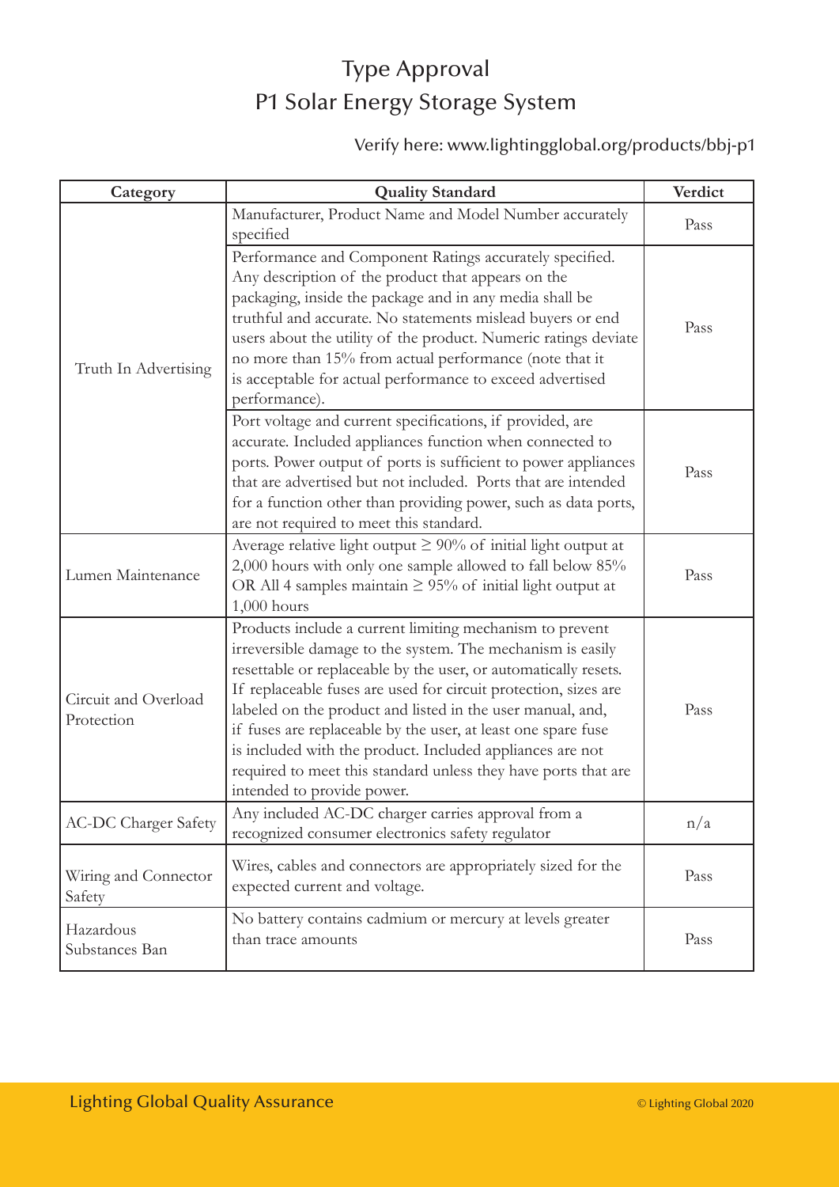# Type Approval
# P1 Solar Energy Storage System

Verify here: www.lightingglobal.org/products/bbj-p1

| Category | Quality Standard | Verdict |
|---|---|---|
| Truth In Advertising | Manufacturer, Product Name and Model Number accurately specified | Pass |
| | Performance and Component Ratings accurately specified. Any description of the product that appears on the packaging, inside the package and in any media shall be truthful and accurate. No statements mislead buyers or end users about the utility of the product. Numeric ratings deviate no more than 15% from actual performance (note that it is acceptable for actual performance to exceed advertised performance). | Pass |
| | Port voltage and current specifications, if provided, are accurate. Included appliances function when connected to ports. Power output of ports is sufficient to power appliances that are advertised but not included. Ports that are intended for a function other than providing power, such as data ports, are not required to meet this standard. | Pass |
| Lumen Maintenance | Average relative light output ≥ 90% of initial light output at 2,000 hours with only one sample allowed to fall below 85% OR All 4 samples maintain ≥ 95% of initial light output at 1,000 hours | Pass |
| Circuit and Overload Protection | Products include a current limiting mechanism to prevent irreversible damage to the system. The mechanism is easily resettable or replaceable by the user, or automatically resets. If replaceable fuses are used for circuit protection, sizes are labeled on the product and listed in the user manual, and, if fuses are replaceable by the user, at least one spare fuse is included with the product. Included appliances are not required to meet this standard unless they have ports that are intended to provide power. | Pass |
| AC-DC Charger Safety | Any included AC-DC charger carries approval from a recognized consumer electronics safety regulator | n/a |
| Wiring and Connector Safety | Wires, cables and connectors are appropriately sized for the expected current and voltage. | Pass |
| Hazardous Substances Ban | No battery contains cadmium or mercury at levels greater than trace amounts | Pass |

Lighting Global Quality Assurance

© Lighting Global 2020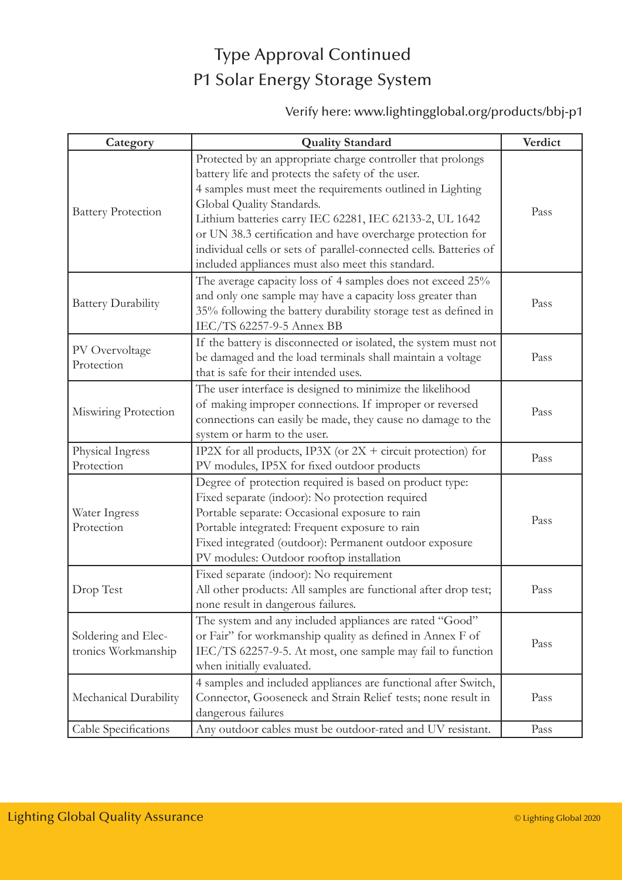# Type Approval Continued
# P1 Solar Energy Storage System

Verify here: www.lightingglobal.org/products/bbj-p1

| Category | Quality Standard | Verdict |
|---|---|---|
| Battery Protection | Protected by an appropriate charge controller that prolongs battery life and protects the safety of the user.<br>4 samples must meet the requirements outlined in Lighting Global Quality Standards.<br>Lithium batteries carry IEC 62281, IEC 62133-2, UL 1642 or UN 38.3 certification and have overcharge protection for individual cells or sets of parallel-connected cells. Batteries of included appliances must also meet this standard. | Pass |
| Battery Durability | The average capacity loss of 4 samples does not exceed 25% and only one sample may have a capacity loss greater than 35% following the battery durability storage test as defined in IEC/TS 62257-9-5 Annex BB | Pass |
| PV Overvoltage Protection | If the battery is disconnected or isolated, the system must not be damaged and the load terminals shall maintain a voltage that is safe for their intended uses. | Pass |
| Miswiring Protection | The user interface is designed to minimize the likelihood of making improper connections. If improper or reversed connections can easily be made, they cause no damage to the system or harm to the user. | Pass |
| Physical Ingress Protection | IP2X for all products, IP3X (or 2X + circuit protection) for PV modules, IP5X for fixed outdoor products | Pass |
| Water Ingress Protection | Degree of protection required is based on product type:<br>Fixed separate (indoor): No protection required<br>Portable separate: Occasional exposure to rain<br>Portable integrated: Frequent exposure to rain<br>Fixed integrated (outdoor): Permanent outdoor exposure<br>PV modules: Outdoor rooftop installation | Pass |
| Drop Test | Fixed separate (indoor): No requirement<br>All other products: All samples are functional after drop test; none result in dangerous failures. | Pass |
| Soldering and Electronics Workmanship | The system and any included appliances are rated "Good" or Fair" for workmanship quality as defined in Annex F of IEC/TS 62257-9-5. At most, one sample may fail to function when initially evaluated. | Pass |
| Mechanical Durability | 4 samples and included appliances are functional after Switch, Connector, Gooseneck and Strain Relief tests; none result in dangerous failures | Pass |
| Cable Specifications | Any outdoor cables must be outdoor-rated and UV resistant. | Pass |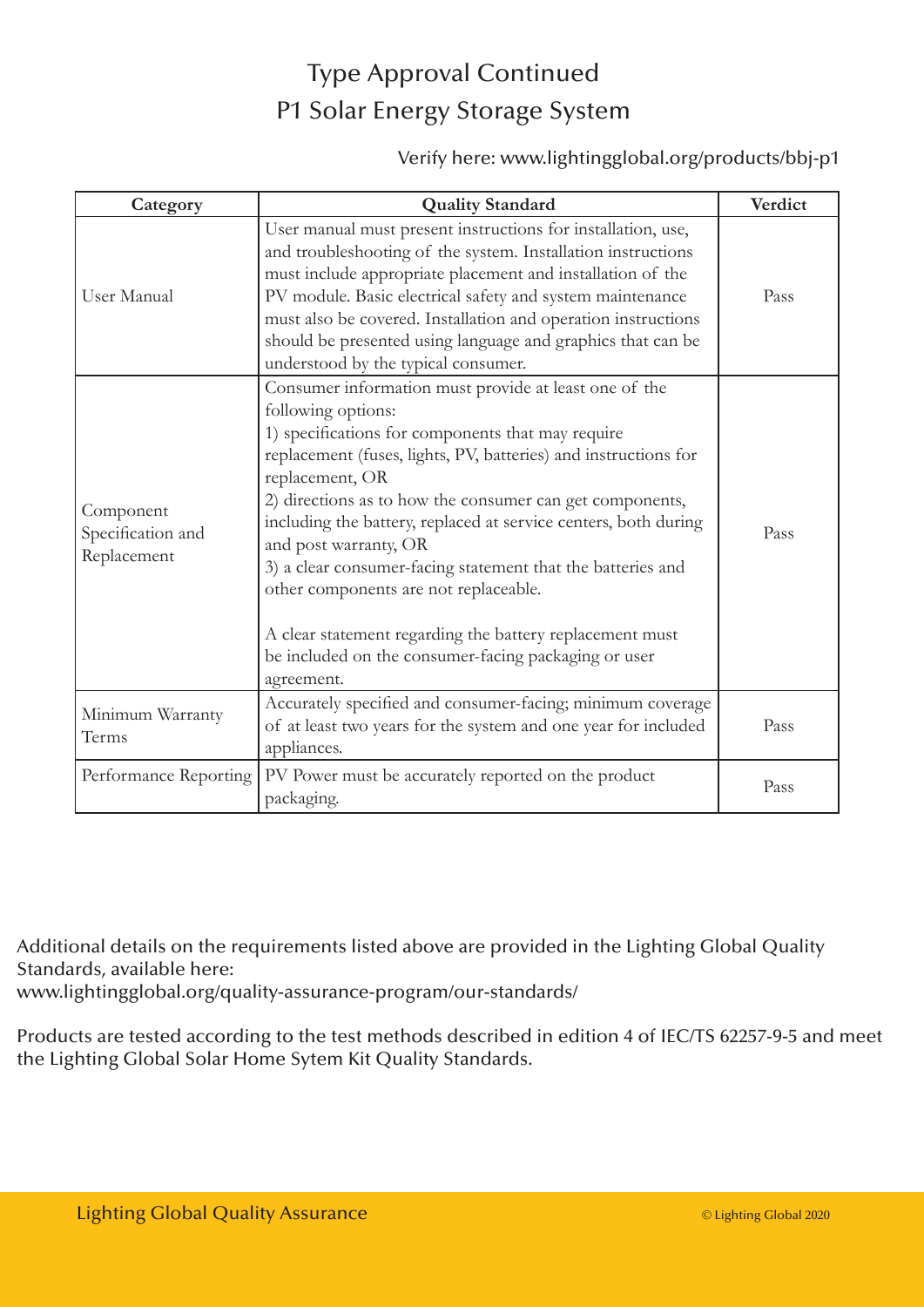# Type Approval Continued
# P1 Solar Energy Storage System

Verify here: www.lightingglobal.org/products/bbj-p1

| Category | Quality Standard | Verdict |
|---|---|---|
| User Manual | User manual must present instructions for installation, use, and troubleshooting of the system. Installation instructions must include appropriate placement and installation of the PV module. Basic electrical safety and system maintenance must also be covered. Installation and operation instructions should be presented using language and graphics that can be understood by the typical consumer. | Pass |
| Component Specification and Replacement | Consumer information must provide at least one of the following options:<br>1) specifications for components that may require replacement (fuses, lights, PV, batteries) and instructions for replacement, OR<br>2) directions as to how the consumer can get components, including the battery, replaced at service centers, both during and post warranty, OR<br>3) a clear consumer-facing statement that the batteries and other components are not replaceable.<br><br>A clear statement regarding the battery replacement must be included on the consumer-facing packaging or user agreement. | Pass |
| Minimum Warranty Terms | Accurately specified and consumer-facing; minimum coverage of at least two years for the system and one year for included appliances. | Pass |
| Performance Reporting | PV Power must be accurately reported on the product packaging. | Pass |

Additional details on the requirements listed above are provided in the Lighting Global Quality Standards, available here:
www.lightingglobal.org/quality-assurance-program/our-standards/

Products are tested according to the test methods described in edition 4 of IEC/TS 62257-9-5 and meet the Lighting Global Solar Home Sytem Kit Quality Standards.